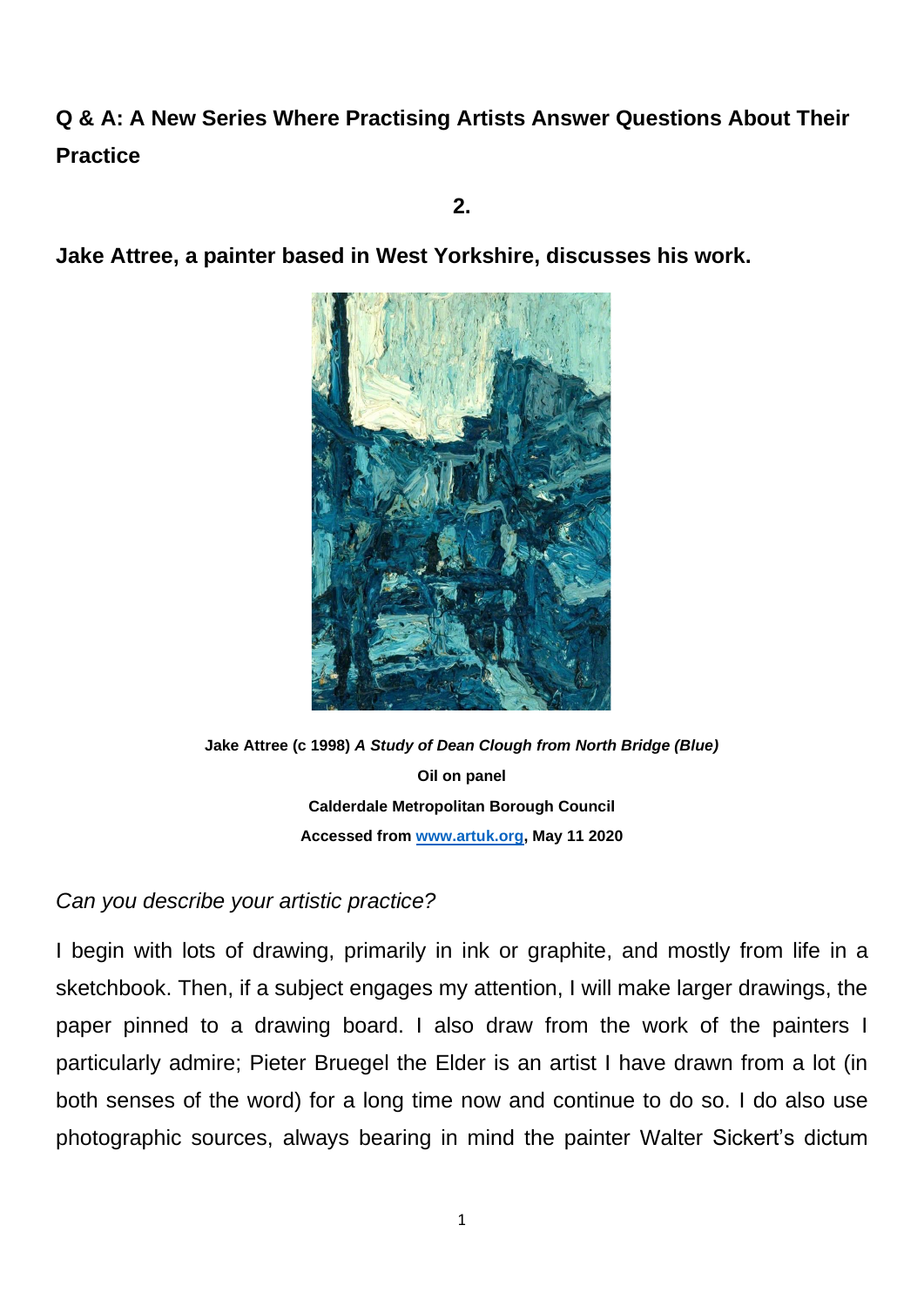## Q & A: A New Series Where Practising Artists Answer Questions About Their Practice

**2.**

### Jake Attree, a painter based in West Yorkshire, discusses his work.

**Jake Attree (c 1998) *A Study of Dean Clough from North Bridge (Blue)***

**Oil on panel**

**Calderdale Metropolitan Borough Council**

**Accessed from [www.artuk.org](www.artuk.org), May 11 2020**

*Can you describe your artistic practice?*

I begin with lots of drawing, primarily in ink or graphite, and mostly from life in a sketchbook. Then, if a subject engages my attention, I will make larger drawings, the paper pinned to a drawing board. I also draw from the work of the painters I particularly admire; Pieter Bruegel the Elder is an artist I have drawn from a lot (in both senses of the word) for a long time now and continue to do so. I do also use photographic sources, always bearing in mind the painter Walter Sickert's dictum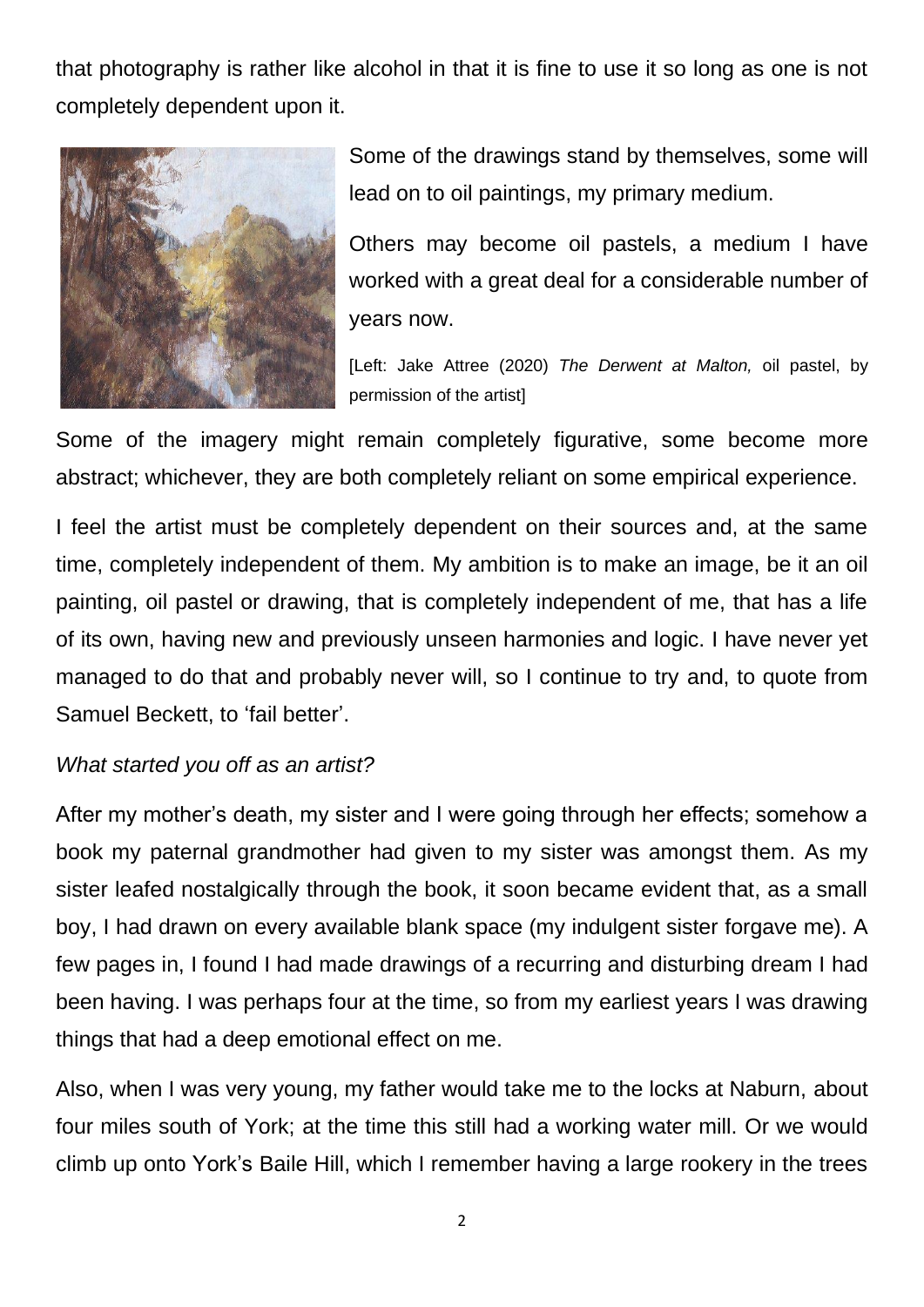that photography is rather like alcohol in that it is fine to use it so long as one is not completely dependent upon it.

Some of the drawings stand by themselves, some will lead on to oil paintings, my primary medium.

Others may become oil pastels, a medium I have worked with a great deal for a considerable number of years now.

[Left: Jake Attree (2020) *The Derwent at Malton,* oil pastel, by permission of the artist]

Some of the imagery might remain completely figurative, some become more abstract; whichever, they are both completely reliant on some empirical experience.

I feel the artist must be completely dependent on their sources and, at the same time, completely independent of them. My ambition is to make an image, be it an oil painting, oil pastel or drawing, that is completely independent of me, that has a life of its own, having new and previously unseen harmonies and logic. I have never yet managed to do that and probably never will, so I continue to try and, to quote from Samuel Beckett, to 'fail better'.

*What started you off as an artist?*

After my mother's death, my sister and I were going through her effects; somehow a book my paternal grandmother had given to my sister was amongst them. As my sister leafed nostalgically through the book, it soon became evident that, as a small boy, I had drawn on every available blank space (my indulgent sister forgave me). A few pages in, I found I had made drawings of a recurring and disturbing dream I had been having. I was perhaps four at the time, so from my earliest years I was drawing things that had a deep emotional effect on me.

Also, when I was very young, my father would take me to the locks at Naburn, about four miles south of York; at the time this still had a working water mill. Or we would climb up onto York's Baile Hill, which I remember having a large rookery in the trees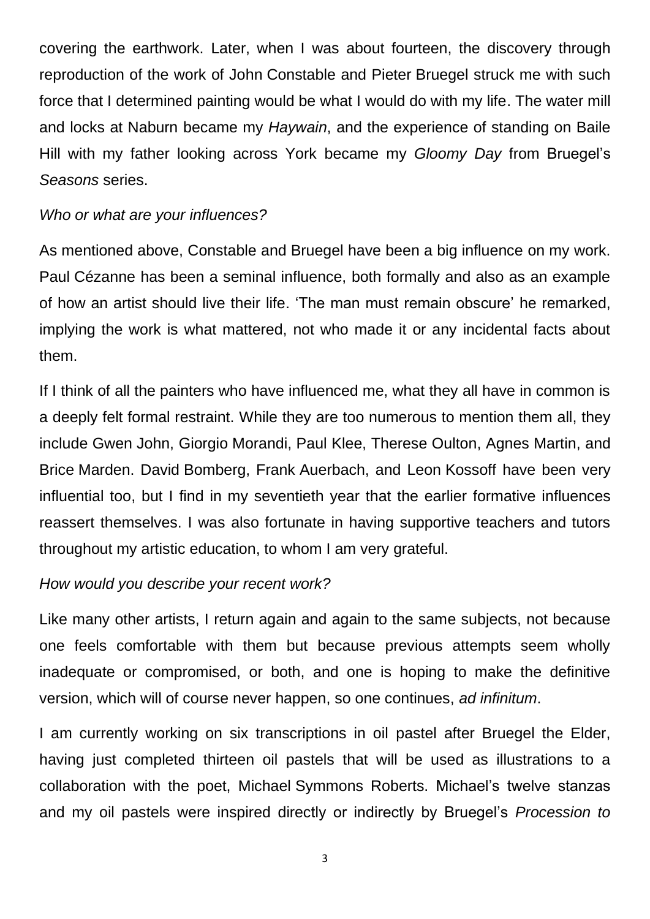covering the earthwork. Later, when I was about fourteen, the discovery through reproduction of the work of John Constable and Pieter Bruegel struck me with such force that I determined painting would be what I would do with my life. The water mill and locks at Naburn became my *Haywain*, and the experience of standing on Baile Hill with my father looking across York became my *Gloomy Day* from Bruegel's *Seasons* series.

*Who or what are your influences?*

As mentioned above, Constable and Bruegel have been a big influence on my work. Paul Cézanne has been a seminal influence, both formally and also as an example of how an artist should live their life. 'The man must remain obscure' he remarked, implying the work is what mattered, not who made it or any incidental facts about them.

If I think of all the painters who have influenced me, what they all have in common is a deeply felt formal restraint. While they are too numerous to mention them all, they include Gwen John, Giorgio Morandi, Paul Klee, Therese Oulton, Agnes Martin, and Brice Marden. David Bomberg, Frank Auerbach, and Leon Kossoff have been very influential too, but I find in my seventieth year that the earlier formative influences reassert themselves. I was also fortunate in having supportive teachers and tutors throughout my artistic education, to whom I am very grateful.

*How would you describe your recent work?*

Like many other artists, I return again and again to the same subjects, not because one feels comfortable with them but because previous attempts seem wholly inadequate or compromised, or both, and one is hoping to make the definitive version, which will of course never happen, so one continues, *ad infinitum*.

I am currently working on six transcriptions in oil pastel after Bruegel the Elder, having just completed thirteen oil pastels that will be used as illustrations to a collaboration with the poet, Michael Symmons Roberts. Michael's twelve stanzas and my oil pastels were inspired directly or indirectly by Bruegel's *Procession to*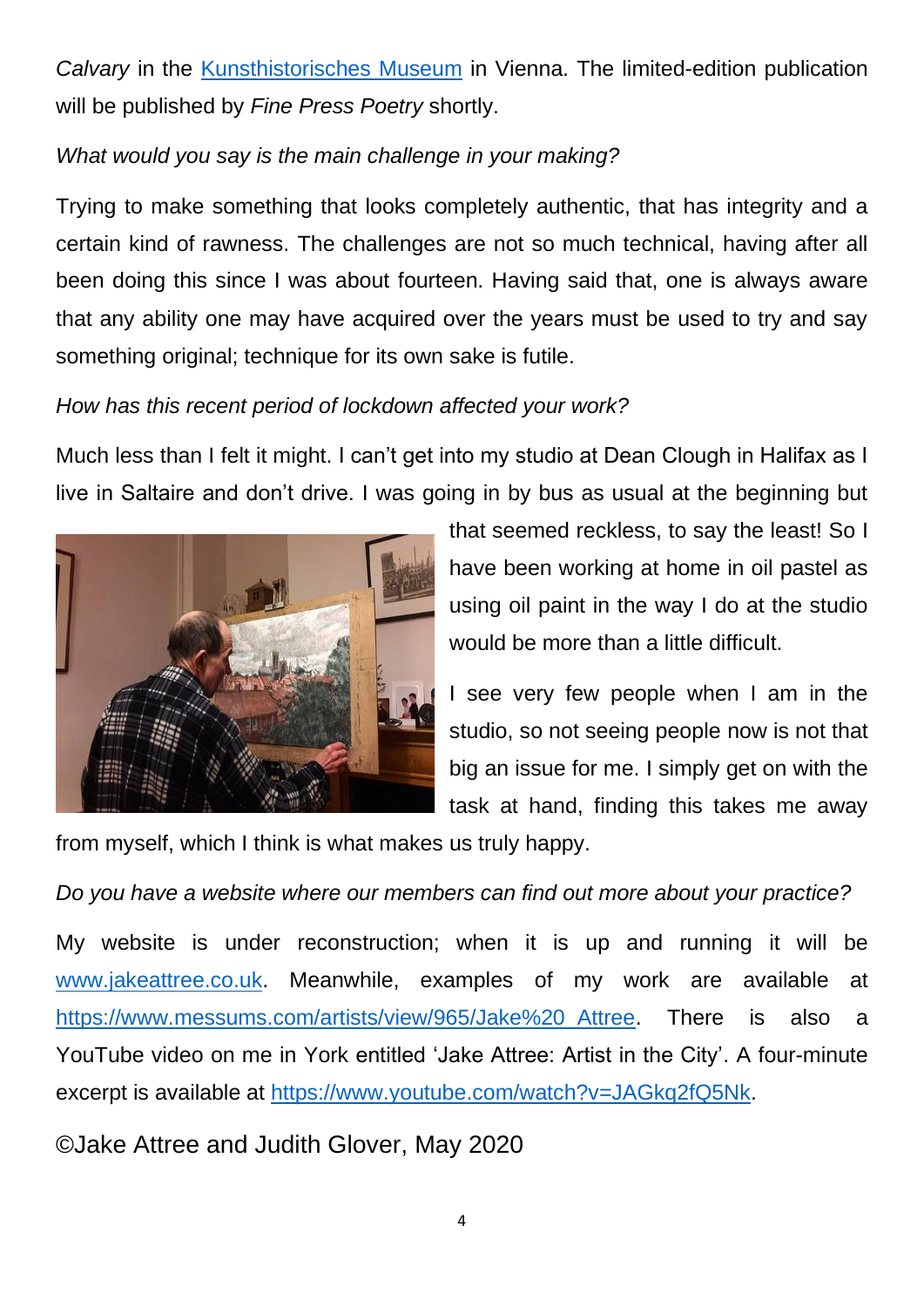*Calvary* in the [Kunsthistorisches Museum](#) in Vienna. The limited-edition publication will be published by *Fine Press Poetry* shortly.

*What would you say is the main challenge in your making?*

Trying to make something that looks completely authentic, that has integrity and a certain kind of rawness. The challenges are not so much technical, having after all been doing this since I was about fourteen. Having said that, one is always aware that any ability one may have acquired over the years must be used to try and say something original; technique for its own sake is futile.

*How has this recent period of lockdown affected your work?*

Much less than I felt it might. I can't get into my studio at Dean Clough in Halifax as I live in Saltaire and don't drive. I was going in by bus as usual at the beginning but that seemed reckless, to say the least! So I have been working at home in oil pastel as using oil paint in the way I do at the studio would be more than a little difficult.

I see very few people when I am in the studio, so not seeing people now is not that big an issue for me. I simply get on with the task at hand, finding this takes me away from myself, which I think is what makes us truly happy.

*Do you have a website where our members can find out more about your practice?*

My website is under reconstruction; when it is up and running it will be www.jakeattree.co.uk. Meanwhile, examples of my work are available at https://www.messums.com/artists/view/965/Jake%20_Attree. There is also a YouTube video on me in York entitled 'Jake Attree: Artist in the City'. A four-minute excerpt is available at https://www.youtube.com/watch?v=JAGkq2fQ5Nk.

©Jake Attree and Judith Glover, May 2020